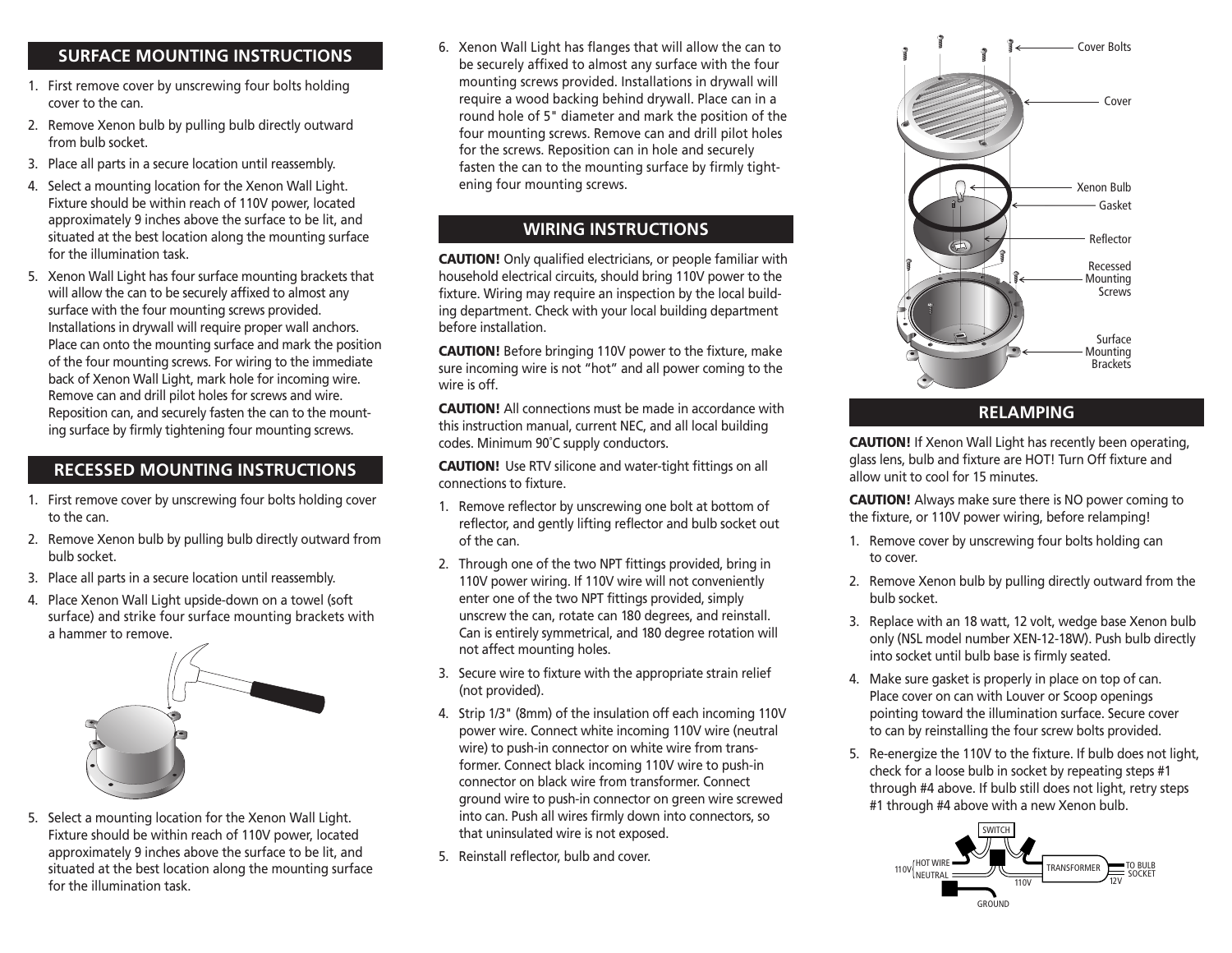## SURFACE MOUNTING INSTRUCTIONS

1. First remove cover by unscrewing four bolts holding cover to the can.
2. Remove Xenon bulb by pulling bulb directly outward from bulb socket.
3. Place all parts in a secure location until reassembly.
4. Select a mounting location for the Xenon Wall Light. Fixture should be within reach of 110V power, located approximately 9 inches above the surface to be lit, and situated at the best location along the mounting surface for the illumination task.
5. Xenon Wall Light has four surface mounting brackets that will allow the can to be securely affixed to almost any surface with the four mounting screws provided. Installations in drywall will require proper wall anchors. Place can onto the mounting surface and mark the position of the four mounting screws. For wiring to the immediate back of Xenon Wall Light, mark hole for incoming wire. Remove can and drill pilot holes for screws and wire. Reposition can, and securely fasten the can to the mounting surface by firmly tightening four mounting screws.

## RECESSED MOUNTING INSTRUCTIONS

1. First remove cover by unscrewing four bolts holding cover to the can.
2. Remove Xenon bulb by pulling bulb directly outward from bulb socket.
3. Place all parts in a secure location until reassembly.
4. Place Xenon Wall Light upside-down on a towel (soft surface) and strike four surface mounting brackets with a hammer to remove.
5. Select a mounting location for the Xenon Wall Light. Fixture should be within reach of 110V power, located approximately 9 inches above the surface to be lit, and situated at the best location along the mounting surface for the illumination task.
6. Xenon Wall Light has flanges that will allow the can to be securely affixed to almost any surface with the four mounting screws provided. Installations in drywall will require a wood backing behind drywall. Place can in a round hole of 5" diameter and mark the position of the four mounting screws. Remove can and drill pilot holes for the screws. Reposition can in hole and securely fasten the can to the mounting surface by firmly tightening four mounting screws.

## WIRING INSTRUCTIONS

**CAUTION!** Only qualified electricians, or people familiar with household electrical circuits, should bring 110V power to the fixture. Wiring may require an inspection by the local building department. Check with your local building department before installation.

**CAUTION!** Before bringing 110V power to the fixture, make sure incoming wire is not "hot" and all power coming to the wire is off.

**CAUTION!** All connections must be made in accordance with this instruction manual, current NEC, and all local building codes. Minimum 90˚C supply conductors.

**CAUTION!** Use RTV silicone and water-tight fittings on all connections to fixture.

1. Remove reflector by unscrewing one bolt at bottom of reflector, and gently lifting reflector and bulb socket out of the can.
2. Through one of the two NPT fittings provided, bring in 110V power wiring. If 110V wire will not conveniently enter one of the two NPT fittings provided, simply unscrew the can, rotate can 180 degrees, and reinstall. Can is entirely symmetrical, and 180 degree rotation will not affect mounting holes.
3. Secure wire to fixture with the appropriate strain relief (not provided).
4. Strip 1/3" (8mm) of the insulation off each incoming 110V power wire. Connect white incoming 110V wire (neutral wire) to push-in connector on white wire from transformer. Connect black incoming 110V wire to push-in connector on black wire from transformer. Connect ground wire to push-in connector on green wire screwed into can. Push all wires firmly down into connectors, so that uninsulated wire is not exposed.
5. Reinstall reflector, bulb and cover.

Cover Bolts
Cover
Xenon Bulb
Gasket
Reflector
Recessed Mounting Screws
Surface Mounting Brackets

## RELAMPING

**CAUTION!** If Xenon Wall Light has recently been operating, glass lens, bulb and fixture are HOT! Turn Off fixture and allow unit to cool for 15 minutes.

**CAUTION!** Always make sure there is NO power coming to the fixture, or 110V power wiring, before relamping!

1. Remove cover by unscrewing four bolts holding can to cover.
2. Remove Xenon bulb by pulling directly outward from the bulb socket.
3. Replace with an 18 watt, 12 volt, wedge base Xenon bulb only (NSL model number XEN-12-18W). Push bulb directly into socket until bulb base is firmly seated.
4. Make sure gasket is properly in place on top of can. Place cover on can with Louver or Scoop openings pointing toward the illumination surface. Secure cover to can by reinstalling the four screw bolts provided.
5. Re-energize the 110V to the fixture. If bulb does not light, check for a loose bulb in socket by repeating steps #1 through #4 above. If bulb still does not light, retry steps #1 through #4 above with a new Xenon bulb.

SWITCH
110V HOT WIRE
NEUTRAL
110V
TRANSFORMER
12V
TO BULB SOCKET
GROUND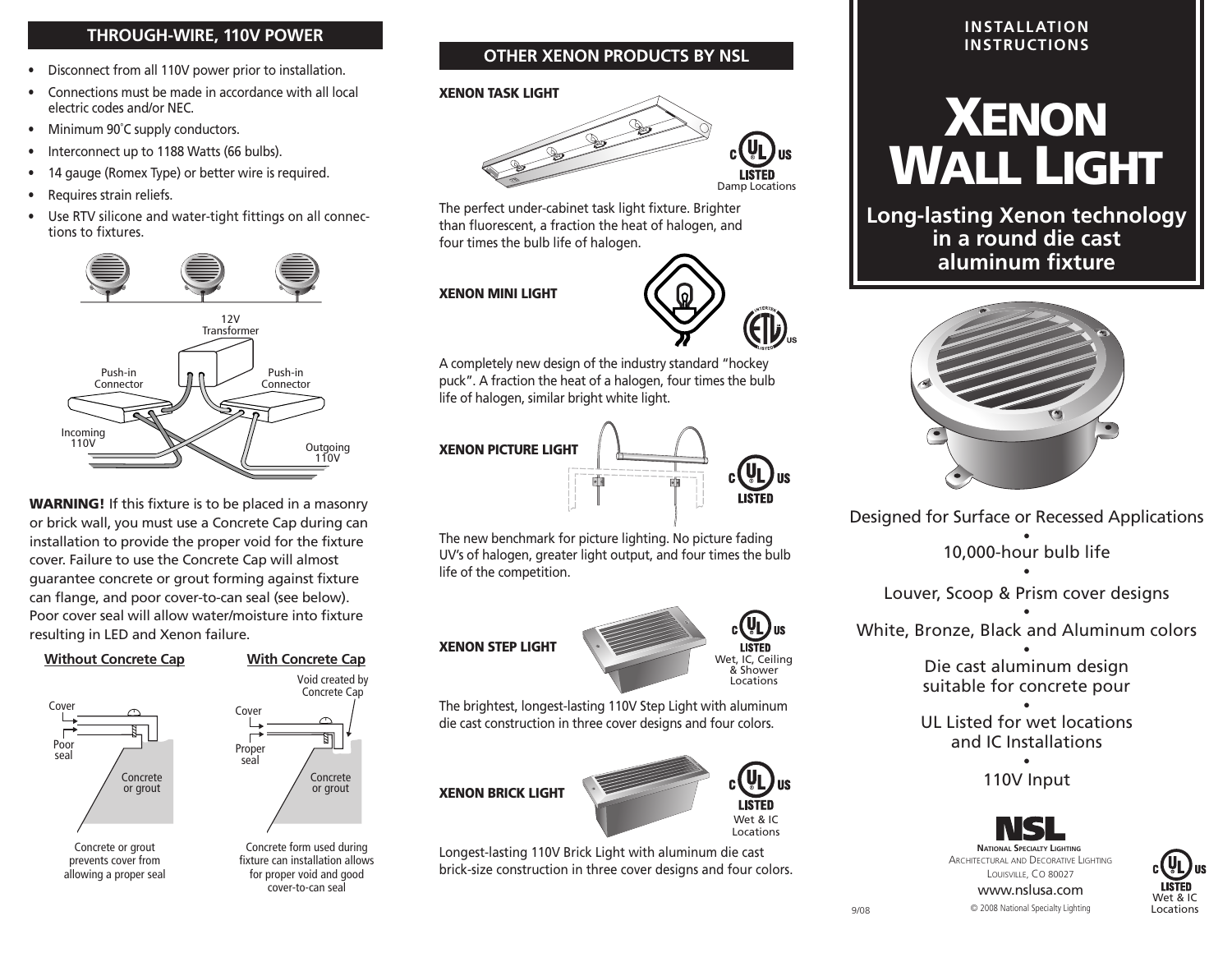## THROUGH-WIRE, 110V POWER

- Disconnect from all 110V power prior to installation.
- Connections must be made in accordance with all local electric codes and/or NEC.
- Minimum 90˚C supply conductors.
- Interconnect up to 1188 Watts (66 bulbs).
- 14 gauge (Romex Type) or better wire is required.
- Requires strain reliefs.
- Use RTV silicone and water-tight fittings on all connections to fixtures.

12V Transformer

Push-in Connector

Push-in Connector

Incoming 110V

Outgoing 110V

**WARNING!** If this fixture is to be placed in a masonry or brick wall, you must use a Concrete Cap during can installation to provide the proper void for the fixture cover. Failure to use the Concrete Cap will almost guarantee concrete or grout forming against fixture can flange, and poor cover-to-can seal (see below). Poor cover seal will allow water/moisture into fixture resulting in LED and Xenon failure.

**Without Concrete Cap**

Cover

Poor seal

Concrete or grout

Concrete or grout prevents cover from allowing a proper seal

**With Concrete Cap**

Void created by Concrete Cap

Cover

Proper seal

Concrete or grout

Concrete form used during fixture can installation allows for proper void and good cover-to-can seal

## OTHER XENON PRODUCTS BY NSL

**XENON TASK LIGHT**

C UL US LISTED Damp Locations

The perfect under-cabinet task light fixture. Brighter than fluorescent, a fraction the heat of halogen, and four times the bulb life of halogen.

**XENON MINI LIGHT**

ETL LISTED US

A completely new design of the industry standard "hockey puck". A fraction the heat of a halogen, four times the bulb life of halogen, similar bright white light.

**XENON PICTURE LIGHT**

C UL US LISTED

The new benchmark for picture lighting. No picture fading UV's of halogen, greater light output, and four times the bulb life of the competition.

**XENON STEP LIGHT**

C UL US LISTED Wet, IC, Ceiling & Shower Locations

The brightest, longest-lasting 110V Step Light with aluminum die cast construction in three cover designs and four colors.

**XENON BRICK LIGHT**

C UL US LISTED Wet & IC Locations

Longest-lasting 110V Brick Light with aluminum die cast brick-size construction in three cover designs and four colors.

INSTALLATION INSTRUCTIONS

# XENON WALL LIGHT

**Long-lasting Xenon technology in a round die cast aluminum fixture**

Designed for Surface or Recessed Applications

•

10,000-hour bulb life

•

Louver, Scoop & Prism cover designs

•

White, Bronze, Black and Aluminum colors

•

Die cast aluminum design suitable for concrete pour

•

UL Listed for wet locations and IC Installations

•

110V Input

NSL

NATIONAL SPECIALTY LIGHTING

ARCHITECTURAL AND DECORATIVE LIGHTING

LOUISVILLE, CO 80027

www.nslusa.com

© 2008 National Specialty Lighting

9/08

C UL US LISTED Wet & IC Locations